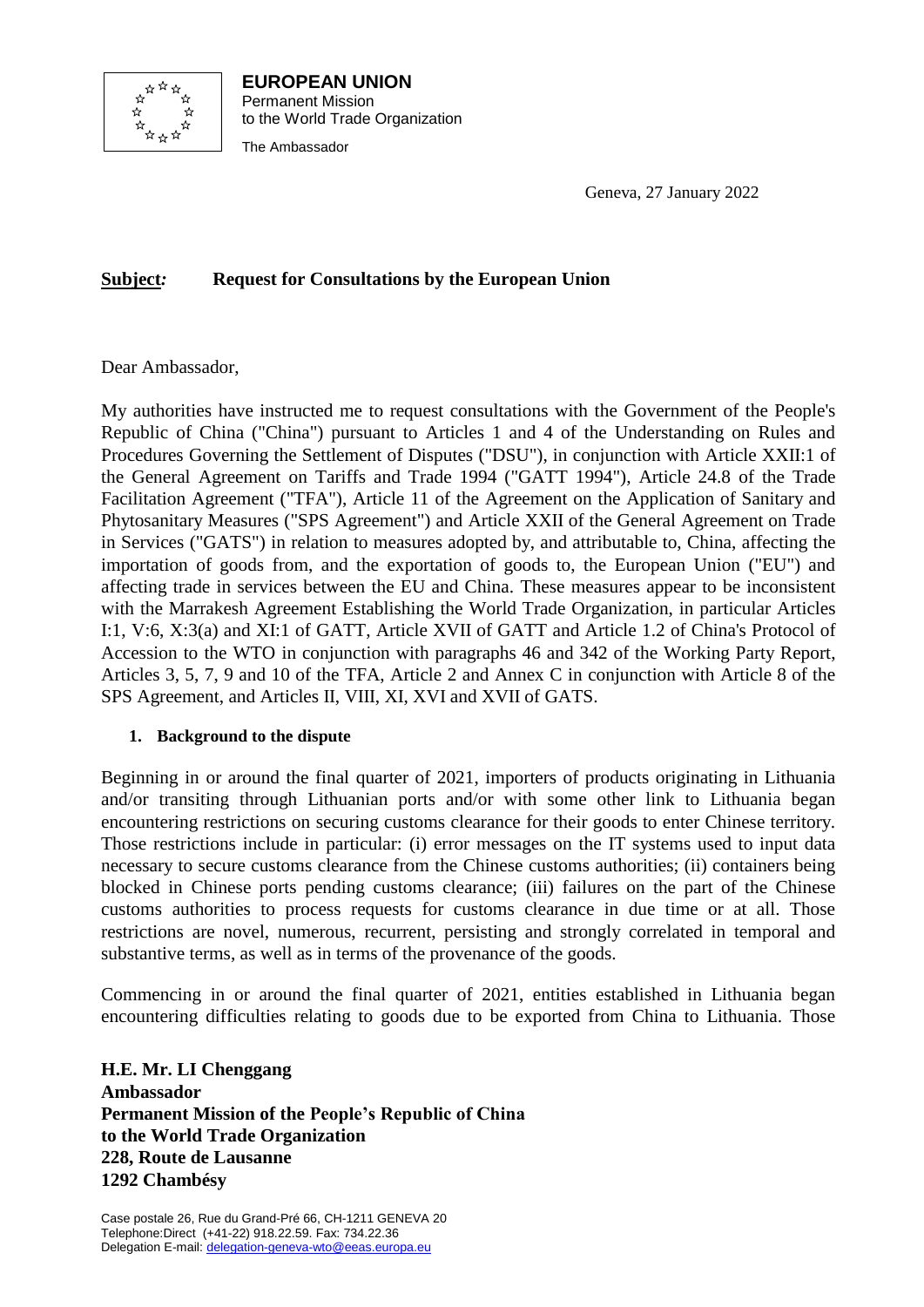**EUROPEAN UNION**
Permanent Mission
to the World Trade Organization

The Ambassador

Geneva, 27 January 2022

**Subject:** **Request for Consultations by the European Union**

Dear Ambassador,

My authorities have instructed me to request consultations with the Government of the People's Republic of China ("China") pursuant to Articles 1 and 4 of the Understanding on Rules and Procedures Governing the Settlement of Disputes ("DSU"), in conjunction with Article XXII:1 of the General Agreement on Tariffs and Trade 1994 ("GATT 1994"), Article 24.8 of the Trade Facilitation Agreement ("TFA"), Article 11 of the Agreement on the Application of Sanitary and Phytosanitary Measures ("SPS Agreement") and Article XXII of the General Agreement on Trade in Services ("GATS") in relation to measures adopted by, and attributable to, China, affecting the importation of goods from, and the exportation of goods to, the European Union ("EU") and affecting trade in services between the EU and China. These measures appear to be inconsistent with the Marrakesh Agreement Establishing the World Trade Organization, in particular Articles I:1, V:6, X:3(a) and XI:1 of GATT, Article XVII of GATT and Article 1.2 of China's Protocol of Accession to the WTO in conjunction with paragraphs 46 and 342 of the Working Party Report, Articles 3, 5, 7, 9 and 10 of the TFA, Article 2 and Annex C in conjunction with Article 8 of the SPS Agreement, and Articles II, VIII, XI, XVI and XVII of GATS.

## 1. Background to the dispute

Beginning in or around the final quarter of 2021, importers of products originating in Lithuania and/or transiting through Lithuanian ports and/or with some other link to Lithuania began encountering restrictions on securing customs clearance for their goods to enter Chinese territory. Those restrictions include in particular: (i) error messages on the IT systems used to input data necessary to secure customs clearance from the Chinese customs authorities; (ii) containers being blocked in Chinese ports pending customs clearance; (iii) failures on the part of the Chinese customs authorities to process requests for customs clearance in due time or at all. Those restrictions are novel, numerous, recurrent, persisting and strongly correlated in temporal and substantive terms, as well as in terms of the provenance of the goods.

Commencing in or around the final quarter of 2021, entities established in Lithuania began encountering difficulties relating to goods due to be exported from China to Lithuania. Those

**H.E. Mr. LI Chenggang**
**Ambassador**
**Permanent Mission of the People's Republic of China**
**to the World Trade Organization**
**228, Route de Lausanne**
**1292 Chambésy**

Case postale 26, Rue du Grand-Pré 66, CH-1211 GENEVA 20
Telephone:Direct (+41-22) 918.22.59. Fax: 734.22.36
Delegation E-mail: delegation-geneva-wto@eeas.europa.eu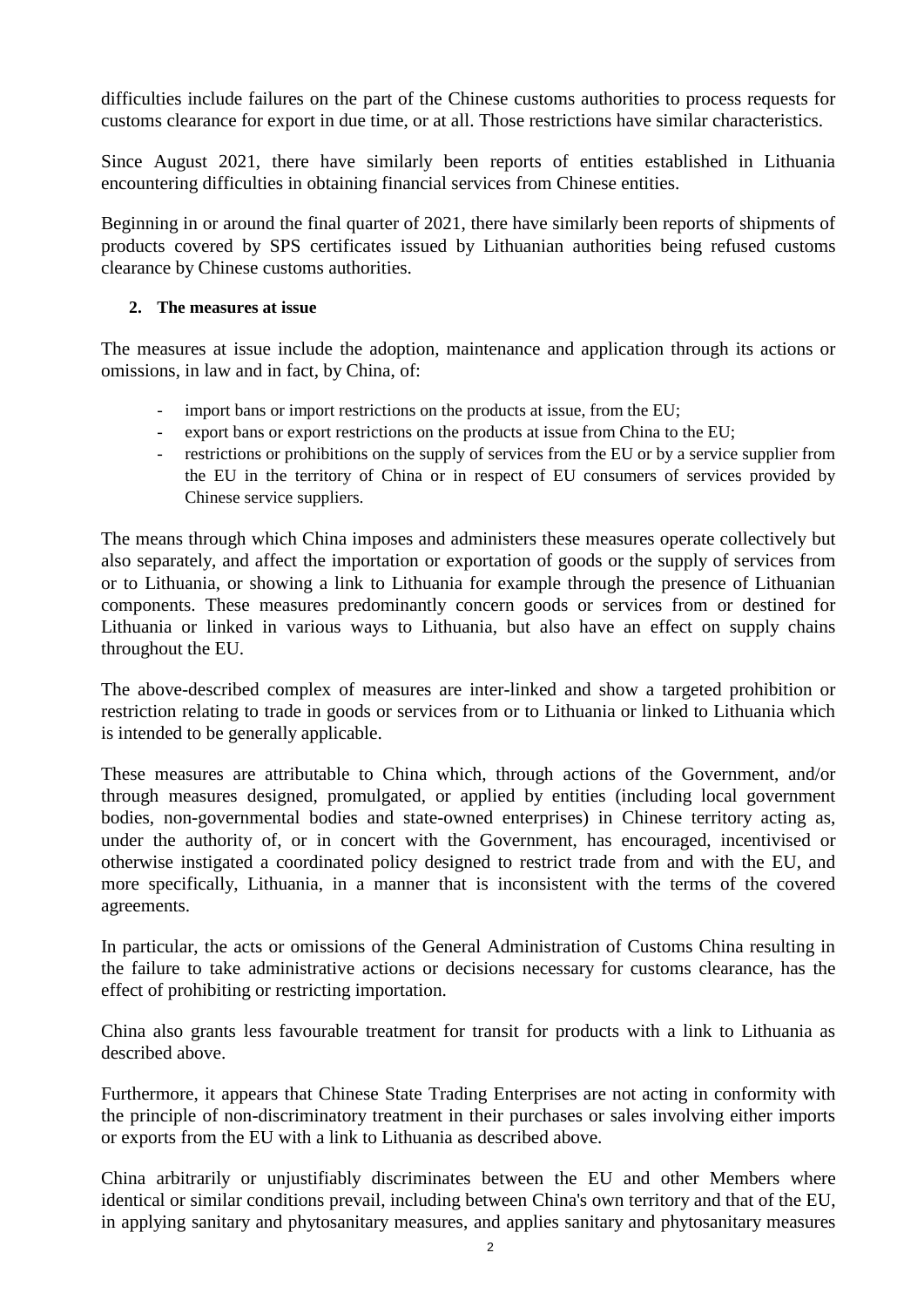difficulties include failures on the part of the Chinese customs authorities to process requests for customs clearance for export in due time, or at all. Those restrictions have similar characteristics.

Since August 2021, there have similarly been reports of entities established in Lithuania encountering difficulties in obtaining financial services from Chinese entities.

Beginning in or around the final quarter of 2021, there have similarly been reports of shipments of products covered by SPS certificates issued by Lithuanian authorities being refused customs clearance by Chinese customs authorities.

**2. The measures at issue**

The measures at issue include the adoption, maintenance and application through its actions or omissions, in law and in fact, by China, of:

- import bans or import restrictions on the products at issue, from the EU;
- export bans or export restrictions on the products at issue from China to the EU;
- restrictions or prohibitions on the supply of services from the EU or by a service supplier from the EU in the territory of China or in respect of EU consumers of services provided by Chinese service suppliers.

The means through which China imposes and administers these measures operate collectively but also separately, and affect the importation or exportation of goods or the supply of services from or to Lithuania, or showing a link to Lithuania for example through the presence of Lithuanian components. These measures predominantly concern goods or services from or destined for Lithuania or linked in various ways to Lithuania, but also have an effect on supply chains throughout the EU.

The above-described complex of measures are inter-linked and show a targeted prohibition or restriction relating to trade in goods or services from or to Lithuania or linked to Lithuania which is intended to be generally applicable.

These measures are attributable to China which, through actions of the Government, and/or through measures designed, promulgated, or applied by entities (including local government bodies, non-governmental bodies and state-owned enterprises) in Chinese territory acting as, under the authority of, or in concert with the Government, has encouraged, incentivised or otherwise instigated a coordinated policy designed to restrict trade from and with the EU, and more specifically, Lithuania, in a manner that is inconsistent with the terms of the covered agreements.

In particular, the acts or omissions of the General Administration of Customs China resulting in the failure to take administrative actions or decisions necessary for customs clearance, has the effect of prohibiting or restricting importation.

China also grants less favourable treatment for transit for products with a link to Lithuania as described above.

Furthermore, it appears that Chinese State Trading Enterprises are not acting in conformity with the principle of non-discriminatory treatment in their purchases or sales involving either imports or exports from the EU with a link to Lithuania as described above.

China arbitrarily or unjustifiably discriminates between the EU and other Members where identical or similar conditions prevail, including between China's own territory and that of the EU, in applying sanitary and phytosanitary measures, and applies sanitary and phytosanitary measures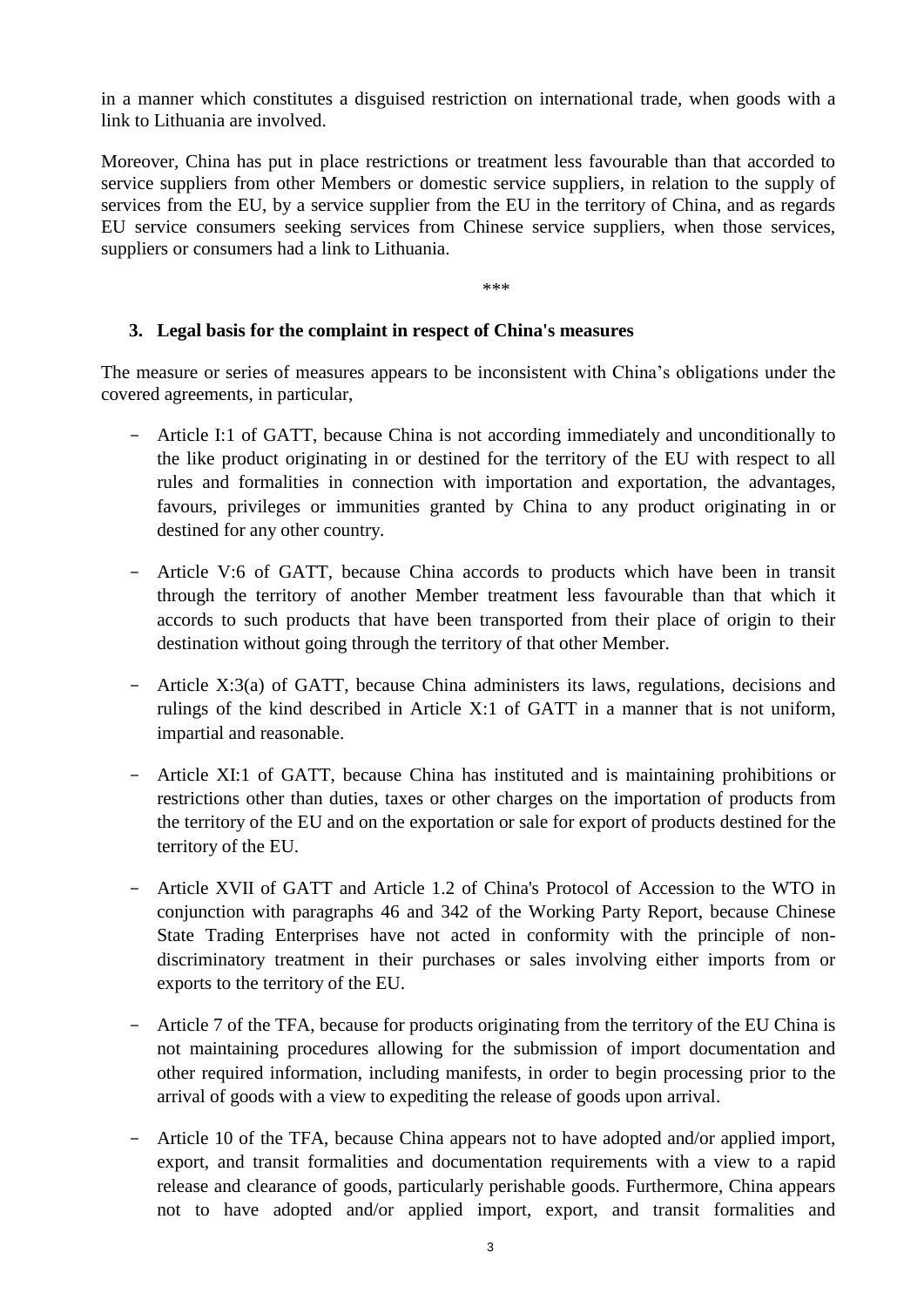in a manner which constitutes a disguised restriction on international trade, when goods with a link to Lithuania are involved.

Moreover, China has put in place restrictions or treatment less favourable than that accorded to service suppliers from other Members or domestic service suppliers, in relation to the supply of services from the EU, by a service supplier from the EU in the territory of China, and as regards EU service consumers seeking services from Chinese service suppliers, when those services, suppliers or consumers had a link to Lithuania.

***

### 3. Legal basis for the complaint in respect of China's measures

The measure or series of measures appears to be inconsistent with China's obligations under the covered agreements, in particular,

- Article I:1 of GATT, because China is not according immediately and unconditionally to the like product originating in or destined for the territory of the EU with respect to all rules and formalities in connection with importation and exportation, the advantages, favours, privileges or immunities granted by China to any product originating in or destined for any other country.

- Article V:6 of GATT, because China accords to products which have been in transit through the territory of another Member treatment less favourable than that which it accords to such products that have been transported from their place of origin to their destination without going through the territory of that other Member.

- Article X:3(a) of GATT, because China administers its laws, regulations, decisions and rulings of the kind described in Article X:1 of GATT in a manner that is not uniform, impartial and reasonable.

- Article XI:1 of GATT, because China has instituted and is maintaining prohibitions or restrictions other than duties, taxes or other charges on the importation of products from the territory of the EU and on the exportation or sale for export of products destined for the territory of the EU.

- Article XVII of GATT and Article 1.2 of China's Protocol of Accession to the WTO in conjunction with paragraphs 46 and 342 of the Working Party Report, because Chinese State Trading Enterprises have not acted in conformity with the principle of non-discriminatory treatment in their purchases or sales involving either imports from or exports to the territory of the EU.

- Article 7 of the TFA, because for products originating from the territory of the EU China is not maintaining procedures allowing for the submission of import documentation and other required information, including manifests, in order to begin processing prior to the arrival of goods with a view to expediting the release of goods upon arrival.

- Article 10 of the TFA, because China appears not to have adopted and/or applied import, export, and transit formalities and documentation requirements with a view to a rapid release and clearance of goods, particularly perishable goods. Furthermore, China appears not to have adopted and/or applied import, export, and transit formalities and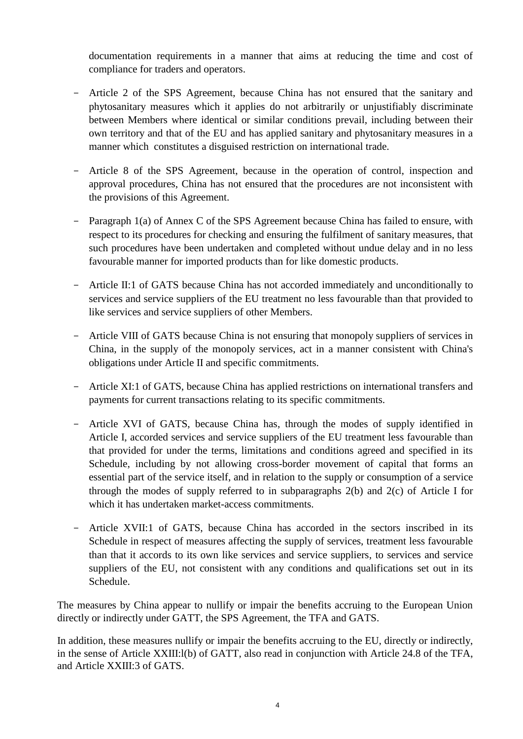documentation requirements in a manner that aims at reducing the time and cost of compliance for traders and operators.

- Article 2 of the SPS Agreement, because China has not ensured that the sanitary and phytosanitary measures which it applies do not arbitrarily or unjustifiably discriminate between Members where identical or similar conditions prevail, including between their own territory and that of the EU and has applied sanitary and phytosanitary measures in a manner which constitutes a disguised restriction on international trade.

- Article 8 of the SPS Agreement, because in the operation of control, inspection and approval procedures, China has not ensured that the procedures are not inconsistent with the provisions of this Agreement.

- Paragraph 1(a) of Annex C of the SPS Agreement because China has failed to ensure, with respect to its procedures for checking and ensuring the fulfilment of sanitary measures, that such procedures have been undertaken and completed without undue delay and in no less favourable manner for imported products than for like domestic products.

- Article II:1 of GATS because China has not accorded immediately and unconditionally to services and service suppliers of the EU treatment no less favourable than that provided to like services and service suppliers of other Members.

- Article VIII of GATS because China is not ensuring that monopoly suppliers of services in China, in the supply of the monopoly services, act in a manner consistent with China's obligations under Article II and specific commitments.

- Article XI:1 of GATS, because China has applied restrictions on international transfers and payments for current transactions relating to its specific commitments.

- Article XVI of GATS, because China has, through the modes of supply identified in Article I, accorded services and service suppliers of the EU treatment less favourable than that provided for under the terms, limitations and conditions agreed and specified in its Schedule, including by not allowing cross-border movement of capital that forms an essential part of the service itself, and in relation to the supply or consumption of a service through the modes of supply referred to in subparagraphs 2(b) and 2(c) of Article I for which it has undertaken market-access commitments.

- Article XVII:1 of GATS, because China has accorded in the sectors inscribed in its Schedule in respect of measures affecting the supply of services, treatment less favourable than that it accords to its own like services and service suppliers, to services and service suppliers of the EU, not consistent with any conditions and qualifications set out in its Schedule.

The measures by China appear to nullify or impair the benefits accruing to the European Union directly or indirectly under GATT, the SPS Agreement, the TFA and GATS.

In addition, these measures nullify or impair the benefits accruing to the EU, directly or indirectly, in the sense of Article XXIII:l(b) of GATT, also read in conjunction with Article 24.8 of the TFA, and Article XXIII:3 of GATS.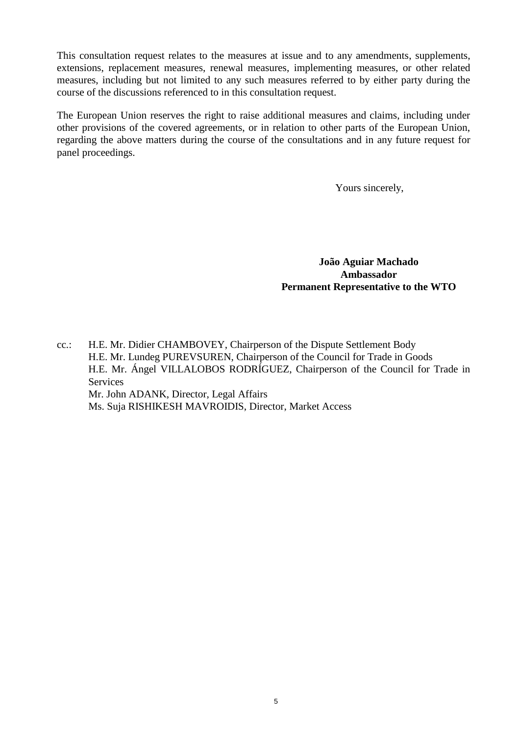This consultation request relates to the measures at issue and to any amendments, supplements, extensions, replacement measures, renewal measures, implementing measures, or other related measures, including but not limited to any such measures referred to by either party during the course of the discussions referenced to in this consultation request.

The European Union reserves the right to raise additional measures and claims, including under other provisions of the covered agreements, or in relation to other parts of the European Union, regarding the above matters during the course of the consultations and in any future request for panel proceedings.

Yours sincerely,

**João Aguiar Machado**
**Ambassador**
**Permanent Representative to the WTO**

cc.: H.E. Mr. Didier CHAMBOVEY, Chairperson of the Dispute Settlement Body
H.E. Mr. Lundeg PUREVSUREN, Chairperson of the Council for Trade in Goods
H.E. Mr. Ángel VILLALOBOS RODRÍGUEZ, Chairperson of the Council for Trade in Services
Mr. John ADANK, Director, Legal Affairs
Ms. Suja RISHIKESH MAVROIDIS, Director, Market Access